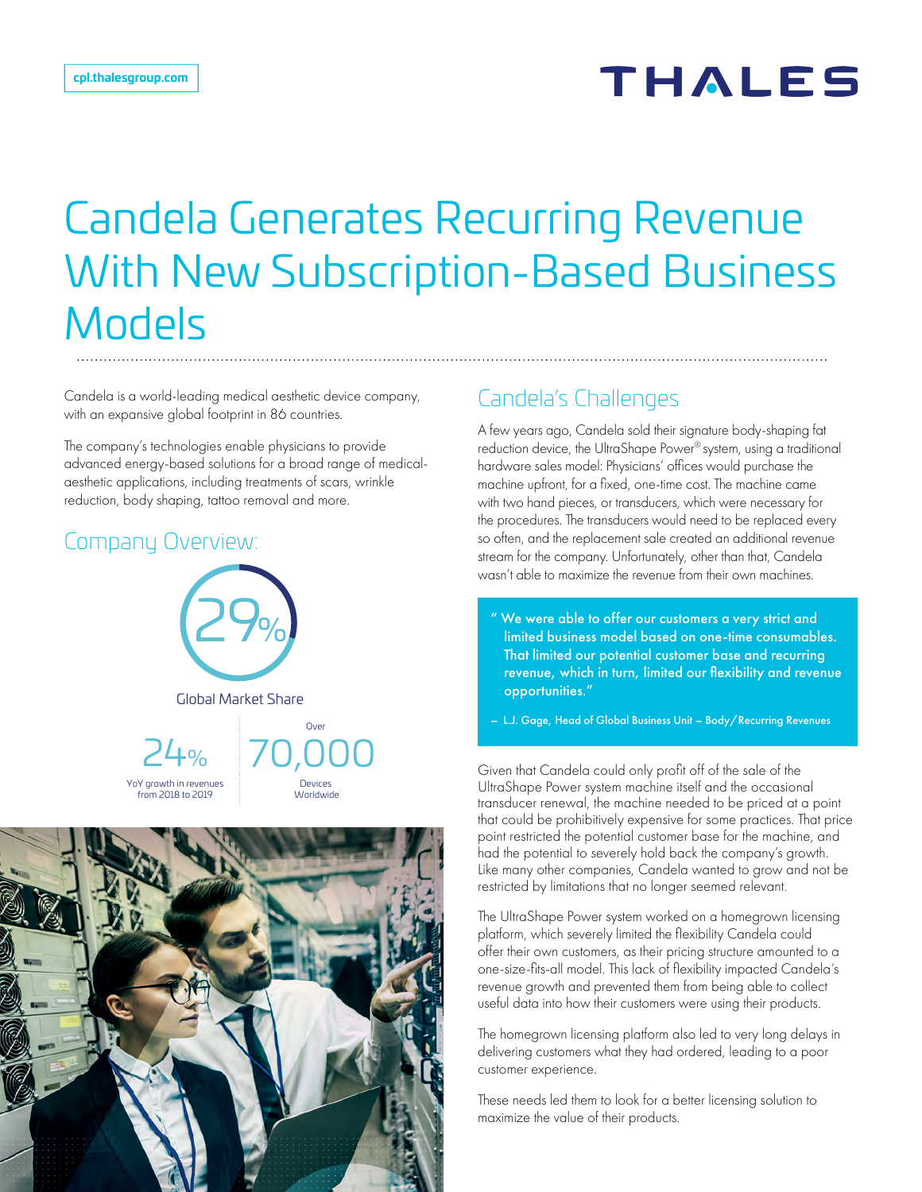# Candela Generates Recurring Revenue With New Subscription-Based Business Models

Candela is a world-leading medical aesthetic device company, with an expansive global footprint in 86 countries.

The company's technologies enable physicians to provide advanced energy-based solutions for a broad range of medical-aesthetic applications, including treatments of scars, wrinkle reduction, body shaping, tattoo removal and more.

## Company Overview:

**29%**
Global Market Share

**24%**
YoY growth in revenues from 2018 to 2019

Over **70,000**
Devices Worldwide

## Candela's Challenges

A few years ago, Candela sold their signature body-shaping fat reduction device, the UltraShape Power® system, using a traditional hardware sales model: Physicians' offices would purchase the machine upfront, for a fixed, one-time cost. The machine came with two hand pieces, or transducers, which were necessary for the procedures. The transducers would need to be replaced every so often, and the replacement sale created an additional revenue stream for the company. Unfortunately, other than that, Candela wasn't able to maximize the revenue from their own machines.

> "We were able to offer our customers a very strict and limited business model based on one-time consumables. That limited our potential customer base and recurring revenue, which in turn, limited our flexibility and revenue opportunities."
>
> – L.J. Gage, Head of Global Business Unit – Body/Recurring Revenues

Given that Candela could only profit off of the sale of the UltraShape Power system machine itself and the occasional transducer renewal, the machine needed to be priced at a point that could be prohibitively expensive for some practices. That price point restricted the potential customer base for the machine, and had the potential to severely hold back the company's growth. Like many other companies, Candela wanted to grow and not be restricted by limitations that no longer seemed relevant.

The UltraShape Power system worked on a homegrown licensing platform, which severely limited the flexibility Candela could offer their own customers, as their pricing structure amounted to a one-size-fits-all model. This lack of flexibility impacted Candela's revenue growth and prevented them from being able to collect useful data into how their customers were using their products.

The homegrown licensing platform also led to very long delays in delivering customers what they had ordered, leading to a poor customer experience.

These needs led them to look for a better licensing solution to maximize the value of their products.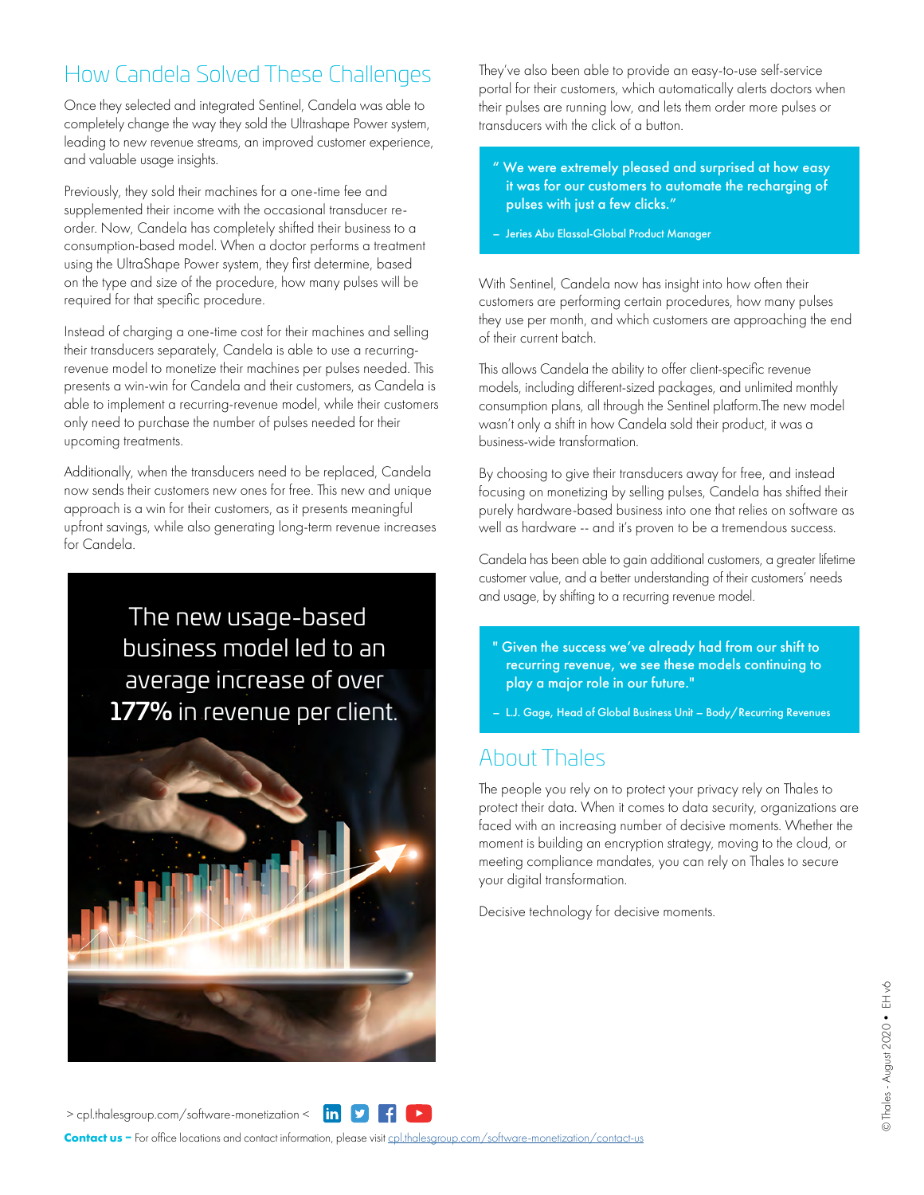## How Candela Solved These Challenges

Once they selected and integrated Sentinel, Candela was able to completely change the way they sold the Ultrashape Power system, leading to new revenue streams, an improved customer experience, and valuable usage insights.

Previously, they sold their machines for a one-time fee and supplemented their income with the occasional transducer re-order. Now, Candela has completely shifted their business to a consumption-based model. When a doctor performs a treatment using the UltraShape Power system, they first determine, based on the type and size of the procedure, how many pulses will be required for that specific procedure.

Instead of charging a one-time cost for their machines and selling their transducers separately, Candela is able to use a recurring-revenue model to monetize their machines per pulses needed. This presents a win-win for Candela and their customers, as Candela is able to implement a recurring-revenue model, while their customers only need to purchase the number of pulses needed for their upcoming treatments.

Additionally, when the transducers need to be replaced, Candela now sends their customers new ones for free. This new and unique approach is a win for their customers, as it presents meaningful upfront savings, while also generating long-term revenue increases for Candela.

The new usage-based business model led to an average increase of over **177%** in revenue per client.

They've also been able to provide an easy-to-use self-service portal for their customers, which automatically alerts doctors when their pulses are running low, and lets them order more pulses or transducers with the click of a button.

> " We were extremely pleased and surprised at how easy it was for our customers to automate the recharging of pulses with just a few clicks."
>
> – Jeries Abu Elassal-Global Product Manager

With Sentinel, Candela now has insight into how often their customers are performing certain procedures, how many pulses they use per month, and which customers are approaching the end of their current batch.

This allows Candela the ability to offer client-specific revenue models, including different-sized packages, and unlimited monthly consumption plans, all through the Sentinel platform.The new model wasn't only a shift in how Candela sold their product, it was a business-wide transformation.

By choosing to give their transducers away for free, and instead focusing on monetizing by selling pulses, Candela has shifted their purely hardware-based business into one that relies on software as well as hardware -- and it's proven to be a tremendous success.

Candela has been able to gain additional customers, a greater lifetime customer value, and a better understanding of their customers' needs and usage, by shifting to a recurring revenue model.

> " Given the success we've already had from our shift to recurring revenue, we see these models continuing to play a major role in our future."
>
> – L.J. Gage, Head of Global Business Unit – Body/Recurring Revenues

## About Thales

The people you rely on to protect your privacy rely on Thales to protect their data. When it comes to data security, organizations are faced with an increasing number of decisive moments. Whether the moment is building an encryption strategy, moving to the cloud, or meeting compliance mandates, you can rely on Thales to secure your digital transformation.

Decisive technology for decisive moments.

> cpl.thalesgroup.com/software-monetization <

**Contact us –** For office locations and contact information, please visit cpl.thalesgroup.com/software-monetization/contact-us

© Thales - August 2020 • EH v6